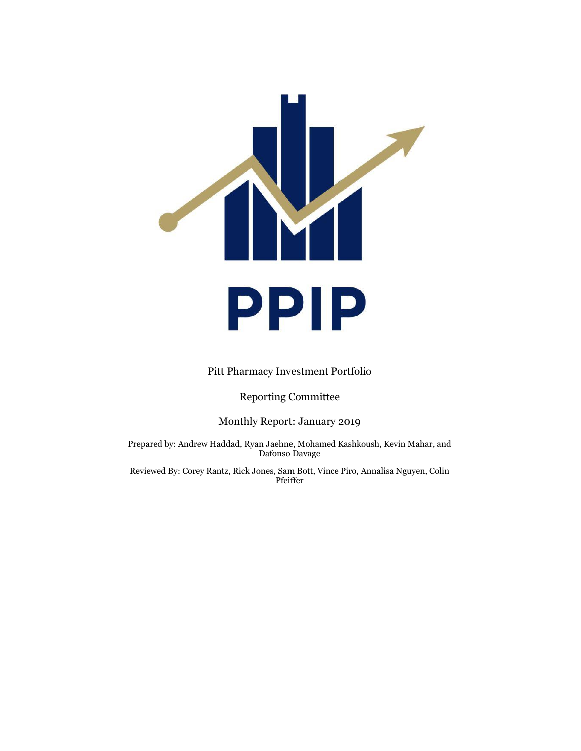PPIP

Pitt Pharmacy Investment Portfolio

Reporting Committee

Monthly Report: January 2019

Prepared by: Andrew Haddad, Ryan Jaehne, Mohamed Kashkoush, Kevin Mahar, and Dafonso Davage

Reviewed By: Corey Rantz, Rick Jones, Sam Bott, Vince Piro, Annalisa Nguyen, Colin Pfeiffer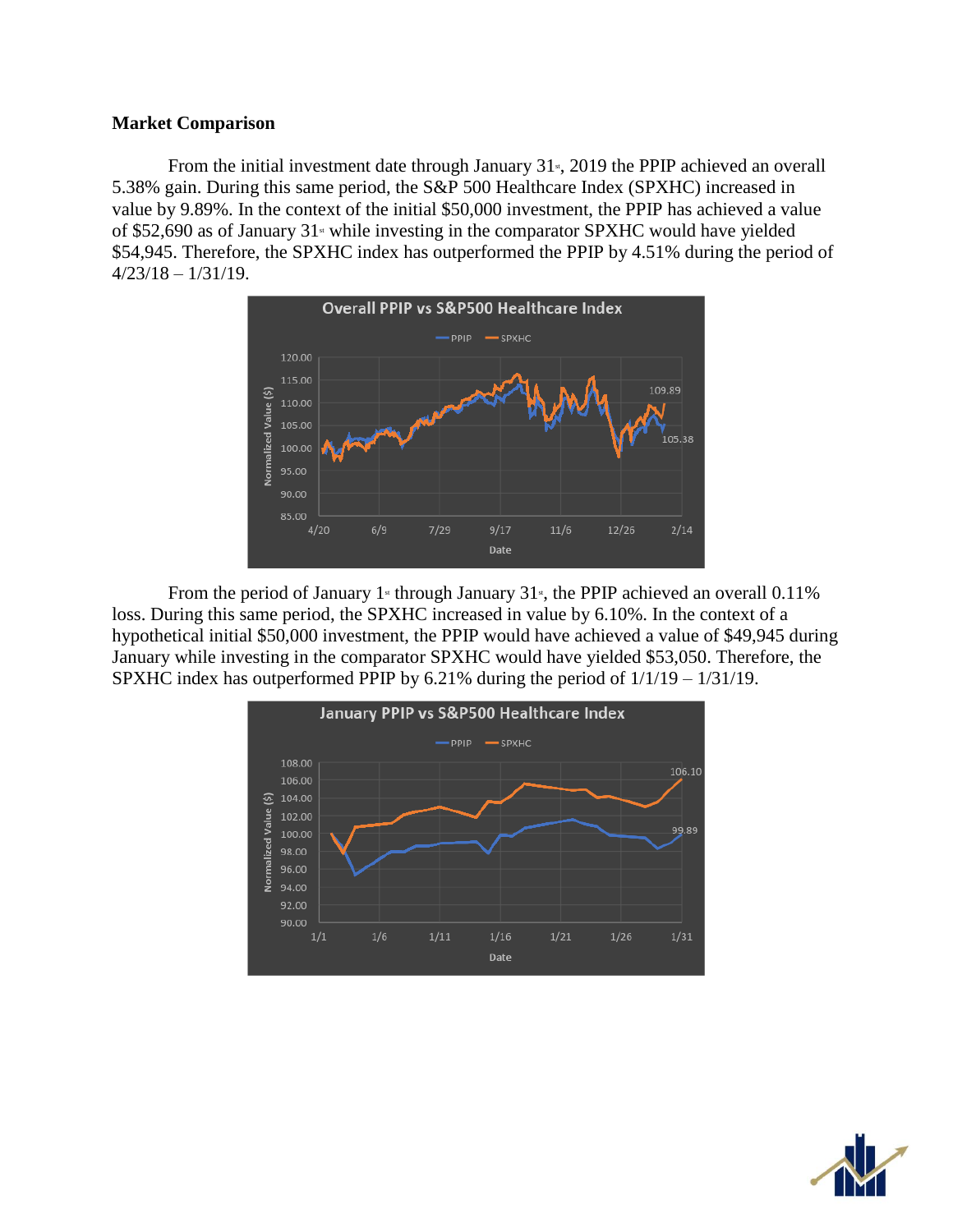**Market Comparison**

From the initial investment date through January 31st, 2019 the PPIP achieved an overall 5.38% gain. During this same period, the S&P 500 Healthcare Index (SPXHC) increased in value by 9.89%. In the context of the initial $50,000 investment, the PPIP has achieved a value of $52,690 as of January 31st while investing in the comparator SPXHC would have yielded $54,945. Therefore, the SPXHC index has outperformed the PPIP by 4.51% during the period of 4/23/18 – 1/31/19.

From the period of January 1st through January 31st, the PPIP achieved an overall 0.11% loss. During this same period, the SPXHC increased in value by 6.10%. In the context of a hypothetical initial $50,000 investment, the PPIP would have achieved a value of $49,945 during January while investing in the comparator SPXHC would have yielded $53,050. Therefore, the SPXHC index has outperformed PPIP by 6.21% during the period of 1/1/19 – 1/31/19.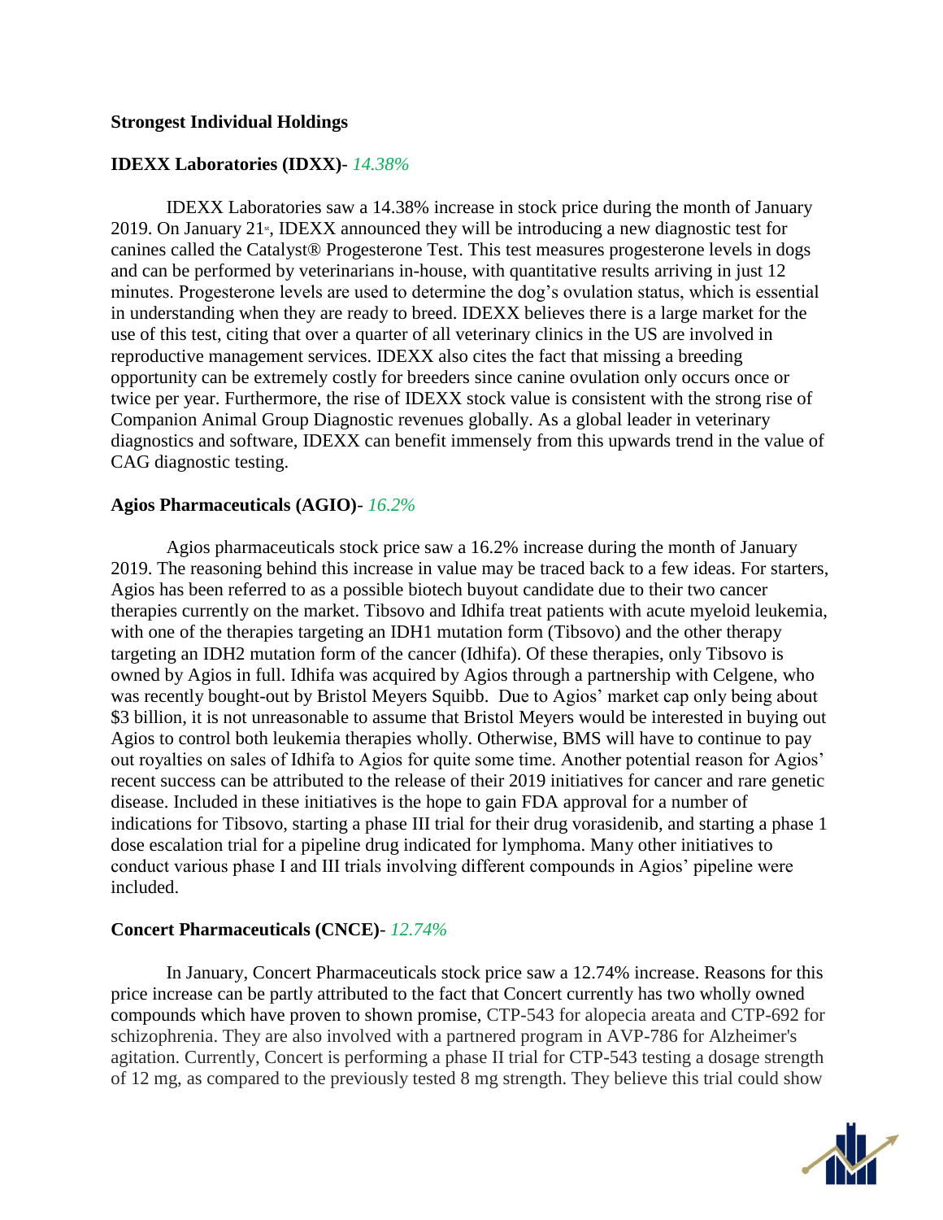**Strongest Individual Holdings**

**IDEXX Laboratories (IDXX)**- *14.38%*

IDEXX Laboratories saw a 14.38% increase in stock price during the month of January 2019. On January 21st, IDEXX announced they will be introducing a new diagnostic test for canines called the Catalyst® Progesterone Test. This test measures progesterone levels in dogs and can be performed by veterinarians in-house, with quantitative results arriving in just 12 minutes. Progesterone levels are used to determine the dog's ovulation status, which is essential in understanding when they are ready to breed. IDEXX believes there is a large market for the use of this test, citing that over a quarter of all veterinary clinics in the US are involved in reproductive management services. IDEXX also cites the fact that missing a breeding opportunity can be extremely costly for breeders since canine ovulation only occurs once or twice per year. Furthermore, the rise of IDEXX stock value is consistent with the strong rise of Companion Animal Group Diagnostic revenues globally. As a global leader in veterinary diagnostics and software, IDEXX can benefit immensely from this upwards trend in the value of CAG diagnostic testing.

**Agios Pharmaceuticals (AGIO)**- *16.2%*

Agios pharmaceuticals stock price saw a 16.2% increase during the month of January 2019. The reasoning behind this increase in value may be traced back to a few ideas. For starters, Agios has been referred to as a possible biotech buyout candidate due to their two cancer therapies currently on the market. Tibsovo and Idhifa treat patients with acute myeloid leukemia, with one of the therapies targeting an IDH1 mutation form (Tibsovo) and the other therapy targeting an IDH2 mutation form of the cancer (Idhifa). Of these therapies, only Tibsovo is owned by Agios in full. Idhifa was acquired by Agios through a partnership with Celgene, who was recently bought-out by Bristol Meyers Squibb. Due to Agios' market cap only being about \$3 billion, it is not unreasonable to assume that Bristol Meyers would be interested in buying out Agios to control both leukemia therapies wholly. Otherwise, BMS will have to continue to pay out royalties on sales of Idhifa to Agios for quite some time. Another potential reason for Agios' recent success can be attributed to the release of their 2019 initiatives for cancer and rare genetic disease. Included in these initiatives is the hope to gain FDA approval for a number of indications for Tibsovo, starting a phase III trial for their drug vorasidenib, and starting a phase 1 dose escalation trial for a pipeline drug indicated for lymphoma. Many other initiatives to conduct various phase I and III trials involving different compounds in Agios' pipeline were included.

**Concert Pharmaceuticals (CNCE)**- *12.74%*

In January, Concert Pharmaceuticals stock price saw a 12.74% increase. Reasons for this price increase can be partly attributed to the fact that Concert currently has two wholly owned compounds which have proven to shown promise, CTP-543 for alopecia areata and CTP-692 for schizophrenia. They are also involved with a partnered program in AVP-786 for Alzheimer's agitation. Currently, Concert is performing a phase II trial for CTP-543 testing a dosage strength of 12 mg, as compared to the previously tested 8 mg strength. They believe this trial could show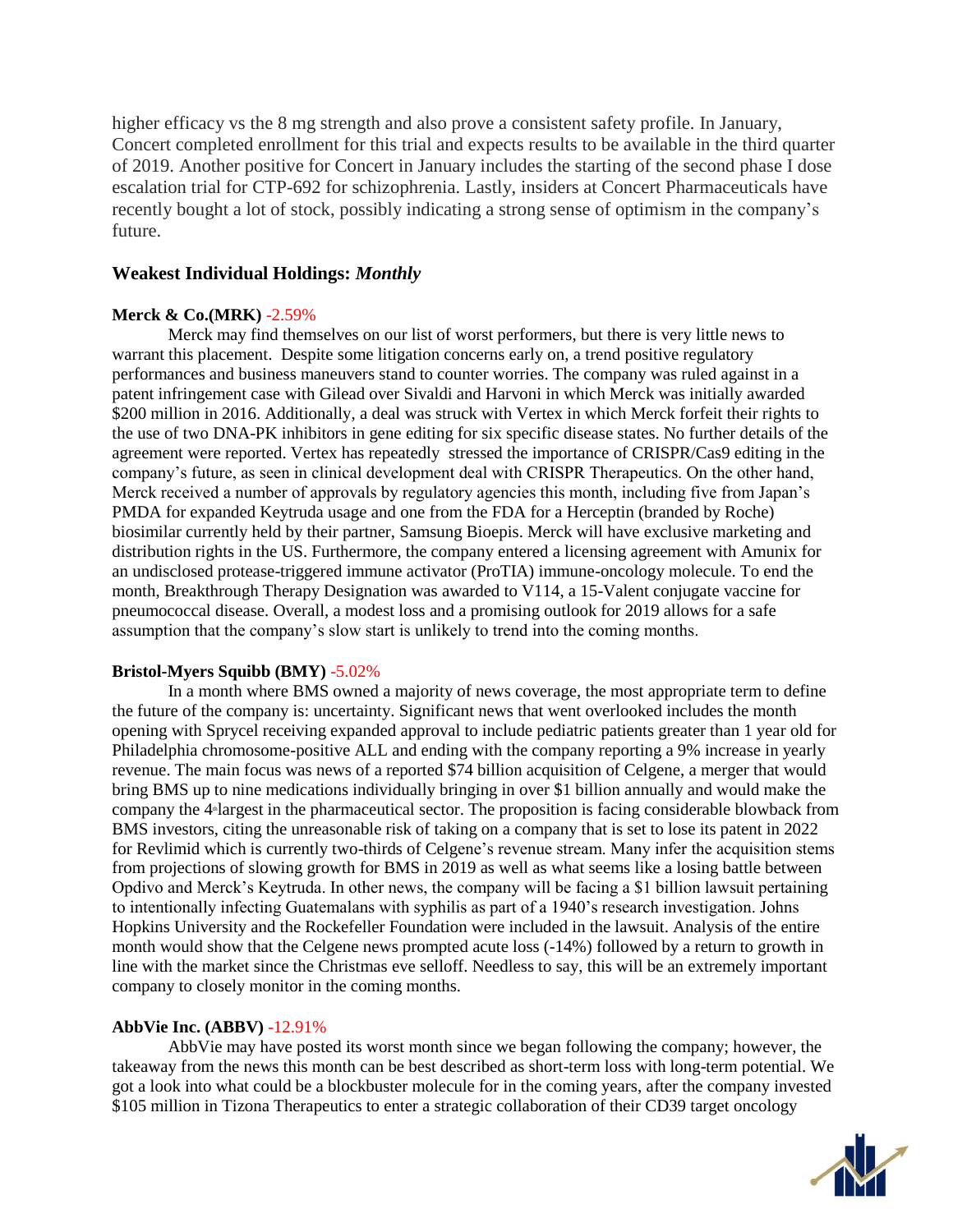higher efficacy vs the 8 mg strength and also prove a consistent safety profile. In January, Concert completed enrollment for this trial and expects results to be available in the third quarter of 2019. Another positive for Concert in January includes the starting of the second phase I dose escalation trial for CTP-692 for schizophrenia. Lastly, insiders at Concert Pharmaceuticals have recently bought a lot of stock, possibly indicating a strong sense of optimism in the company's future.

## Weakest Individual Holdings: *Monthly*

**Merck & Co.(MRK)** -2.59%

Merck may find themselves on our list of worst performers, but there is very little news to warrant this placement. Despite some litigation concerns early on, a trend positive regulatory performances and business maneuvers stand to counter worries. The company was ruled against in a patent infringement case with Gilead over Sivaldi and Harvoni in which Merck was initially awarded $200 million in 2016. Additionally, a deal was struck with Vertex in which Merck forfeit their rights to the use of two DNA-PK inhibitors in gene editing for six specific disease states. No further details of the agreement were reported. Vertex has repeatedly stressed the importance of CRISPR/Cas9 editing in the company's future, as seen in clinical development deal with CRISPR Therapeutics. On the other hand, Merck received a number of approvals by regulatory agencies this month, including five from Japan's PMDA for expanded Keytruda usage and one from the FDA for a Herceptin (branded by Roche) biosimilar currently held by their partner, Samsung Bioepis. Merck will have exclusive marketing and distribution rights in the US. Furthermore, the company entered a licensing agreement with Amunix for an undisclosed protease-triggered immune activator (ProTIA) immune-oncology molecule. To end the month, Breakthrough Therapy Designation was awarded to V114, a 15-Valent conjugate vaccine for pneumococcal disease. Overall, a modest loss and a promising outlook for 2019 allows for a safe assumption that the company's slow start is unlikely to trend into the coming months.

**Bristol-Myers Squibb (BMY)** -5.02%

In a month where BMS owned a majority of news coverage, the most appropriate term to define the future of the company is: uncertainty. Significant news that went overlooked includes the month opening with Sprycel receiving expanded approval to include pediatric patients greater than 1 year old for Philadelphia chromosome-positive ALL and ending with the company reporting a 9% increase in yearly revenue. The main focus was news of a reported $74 billion acquisition of Celgene, a merger that would bring BMS up to nine medications individually bringing in over $1 billion annually and would make the company the 4th largest in the pharmaceutical sector. The proposition is facing considerable blowback from BMS investors, citing the unreasonable risk of taking on a company that is set to lose its patent in 2022 for Revlimid which is currently two-thirds of Celgene's revenue stream. Many infer the acquisition stems from projections of slowing growth for BMS in 2019 as well as what seems like a losing battle between Opdivo and Merck's Keytruda. In other news, the company will be facing a $1 billion lawsuit pertaining to intentionally infecting Guatemalans with syphilis as part of a 1940's research investigation. Johns Hopkins University and the Rockefeller Foundation were included in the lawsuit. Analysis of the entire month would show that the Celgene news prompted acute loss (-14%) followed by a return to growth in line with the market since the Christmas eve selloff. Needless to say, this will be an extremely important company to closely monitor in the coming months.

**AbbVie Inc. (ABBV)** -12.91%

AbbVie may have posted its worst month since we began following the company; however, the takeaway from the news this month can be best described as short-term loss with long-term potential. We got a look into what could be a blockbuster molecule for in the coming years, after the company invested $105 million in Tizona Therapeutics to enter a strategic collaboration of their CD39 target oncology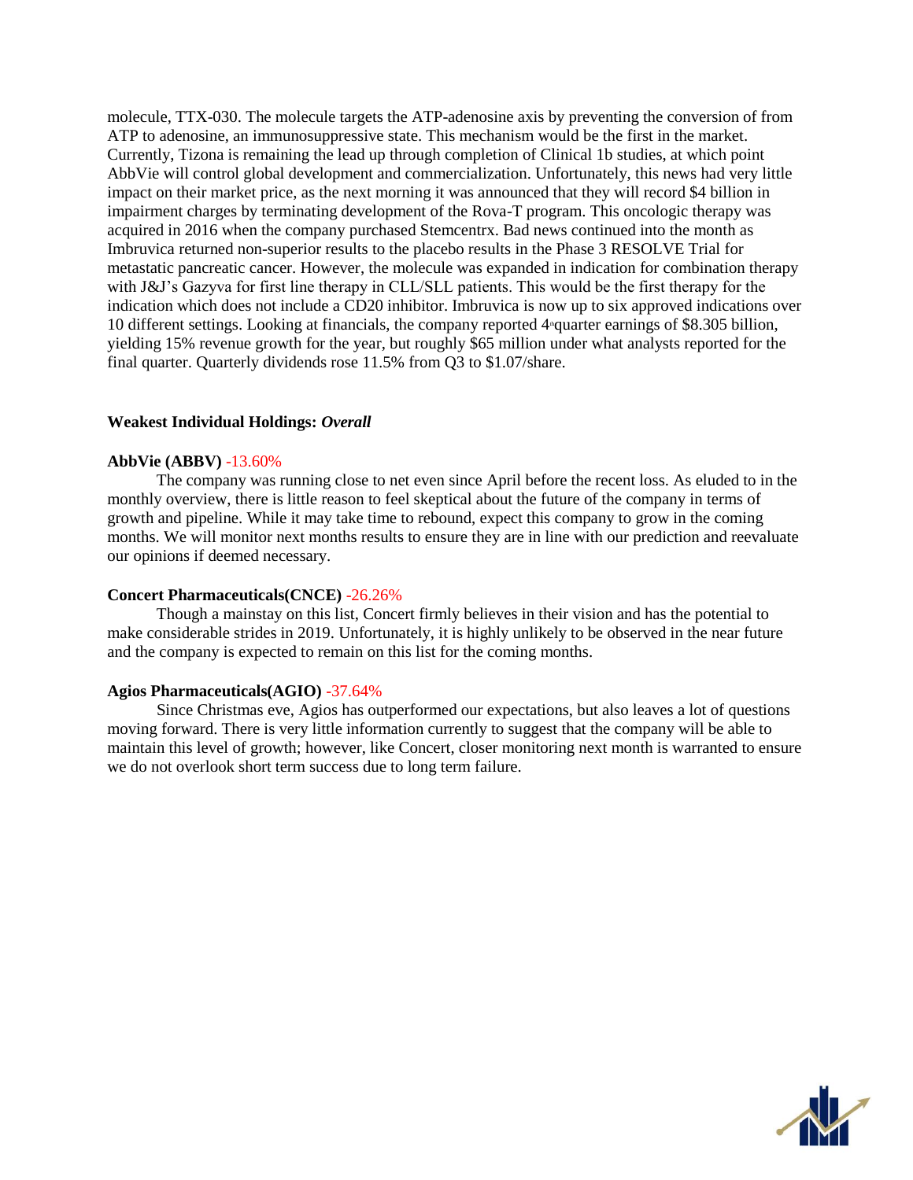molecule, TTX-030. The molecule targets the ATP-adenosine axis by preventing the conversion of from ATP to adenosine, an immunosuppressive state. This mechanism would be the first in the market. Currently, Tizona is remaining the lead up through completion of Clinical 1b studies, at which point AbbVie will control global development and commercialization. Unfortunately, this news had very little impact on their market price, as the next morning it was announced that they will record $4 billion in impairment charges by terminating development of the Rova-T program. This oncologic therapy was acquired in 2016 when the company purchased Stemcentrx. Bad news continued into the month as Imbruvica returned non-superior results to the placebo results in the Phase 3 RESOLVE Trial for metastatic pancreatic cancer. However, the molecule was expanded in indication for combination therapy with J&J's Gazyva for first line therapy in CLL/SLL patients. This would be the first therapy for the indication which does not include a CD20 inhibitor. Imbruvica is now up to six approved indications over 10 different settings. Looking at financials, the company reported 4th quarter earnings of $8.305 billion, yielding 15% revenue growth for the year, but roughly $65 million under what analysts reported for the final quarter. Quarterly dividends rose 11.5% from Q3 to $1.07/share.

**Weakest Individual Holdings:** ***Overall***

**AbbVie (ABBV)** -13.60%

The company was running close to net even since April before the recent loss. As eluded to in the monthly overview, there is little reason to feel skeptical about the future of the company in terms of growth and pipeline. While it may take time to rebound, expect this company to grow in the coming months. We will monitor next months results to ensure they are in line with our prediction and reevaluate our opinions if deemed necessary.

**Concert Pharmaceuticals(CNCE)** -26.26%

Though a mainstay on this list, Concert firmly believes in their vision and has the potential to make considerable strides in 2019. Unfortunately, it is highly unlikely to be observed in the near future and the company is expected to remain on this list for the coming months.

**Agios Pharmaceuticals(AGIO)** -37.64%

Since Christmas eve, Agios has outperformed our expectations, but also leaves a lot of questions moving forward. There is very little information currently to suggest that the company will be able to maintain this level of growth; however, like Concert, closer monitoring next month is warranted to ensure we do not overlook short term success due to long term failure.